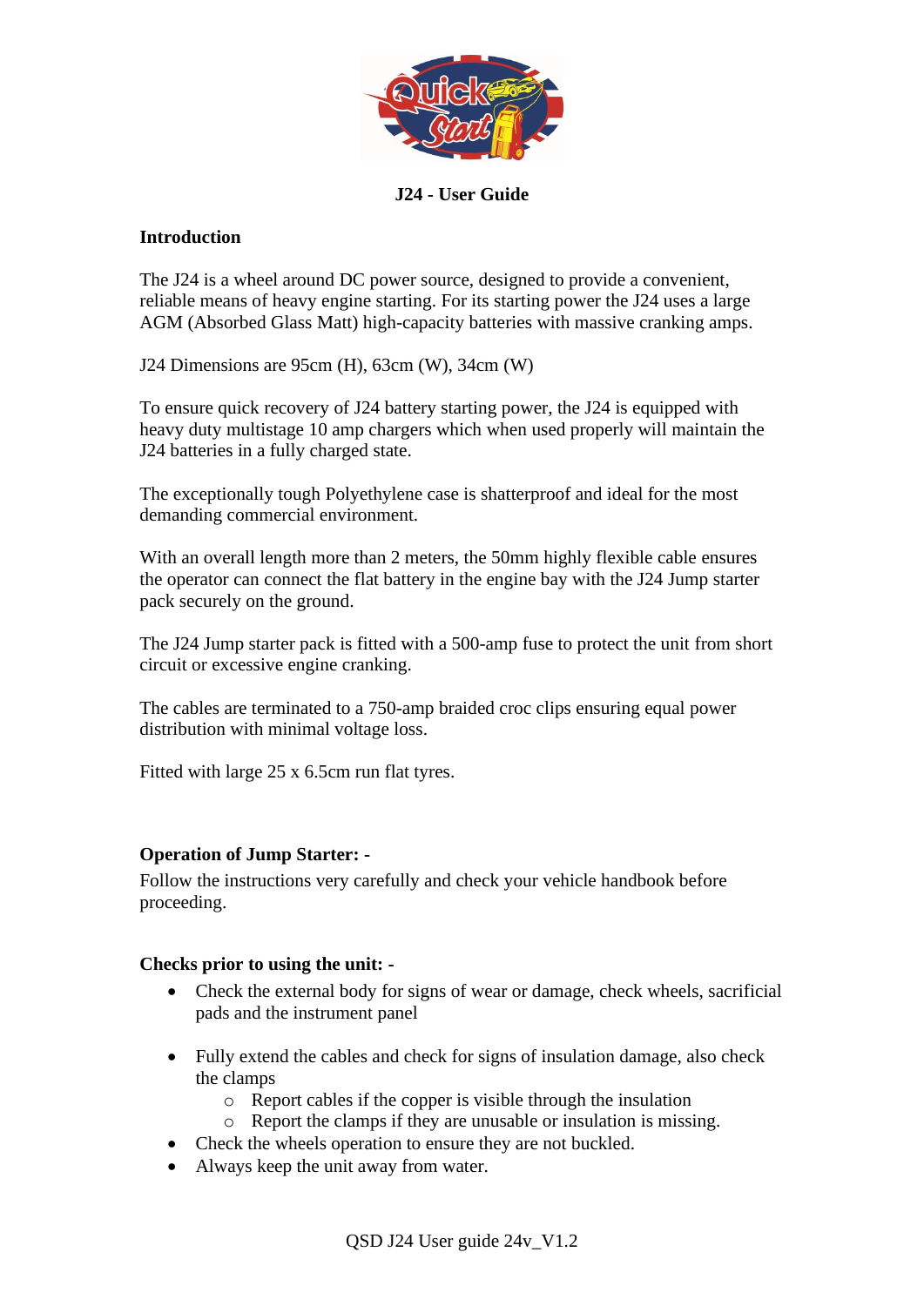# J24 - User Guide

## Introduction

The J24 is a wheel around DC power source, designed to provide a convenient, reliable means of heavy engine starting. For its starting power the J24 uses a large AGM (Absorbed Glass Matt) high-capacity batteries with massive cranking amps.

J24 Dimensions are 95cm (H), 63cm (W), 34cm (W)

To ensure quick recovery of J24 battery starting power, the J24 is equipped with heavy duty multistage 10 amp chargers which when used properly will maintain the J24 batteries in a fully charged state.

The exceptionally tough Polyethylene case is shatterproof and ideal for the most demanding commercial environment.

With an overall length more than 2 meters, the 50mm highly flexible cable ensures the operator can connect the flat battery in the engine bay with the J24 Jump starter pack securely on the ground.

The J24 Jump starter pack is fitted with a 500-amp fuse to protect the unit from short circuit or excessive engine cranking.

The cables are terminated to a 750-amp braided croc clips ensuring equal power distribution with minimal voltage loss.

Fitted with large 25 x 6.5cm run flat tyres.

## Operation of Jump Starter: -

Follow the instructions very carefully and check your vehicle handbook before proceeding.

## Checks prior to using the unit: -

- Check the external body for signs of wear or damage, check wheels, sacrificial pads and the instrument panel
- Fully extend the cables and check for signs of insulation damage, also check the clamps
  - Report cables if the copper is visible through the insulation
  - Report the clamps if they are unusable or insulation is missing.
- Check the wheels operation to ensure they are not buckled.
- Always keep the unit away from water.

QSD J24 User guide 24v_V1.2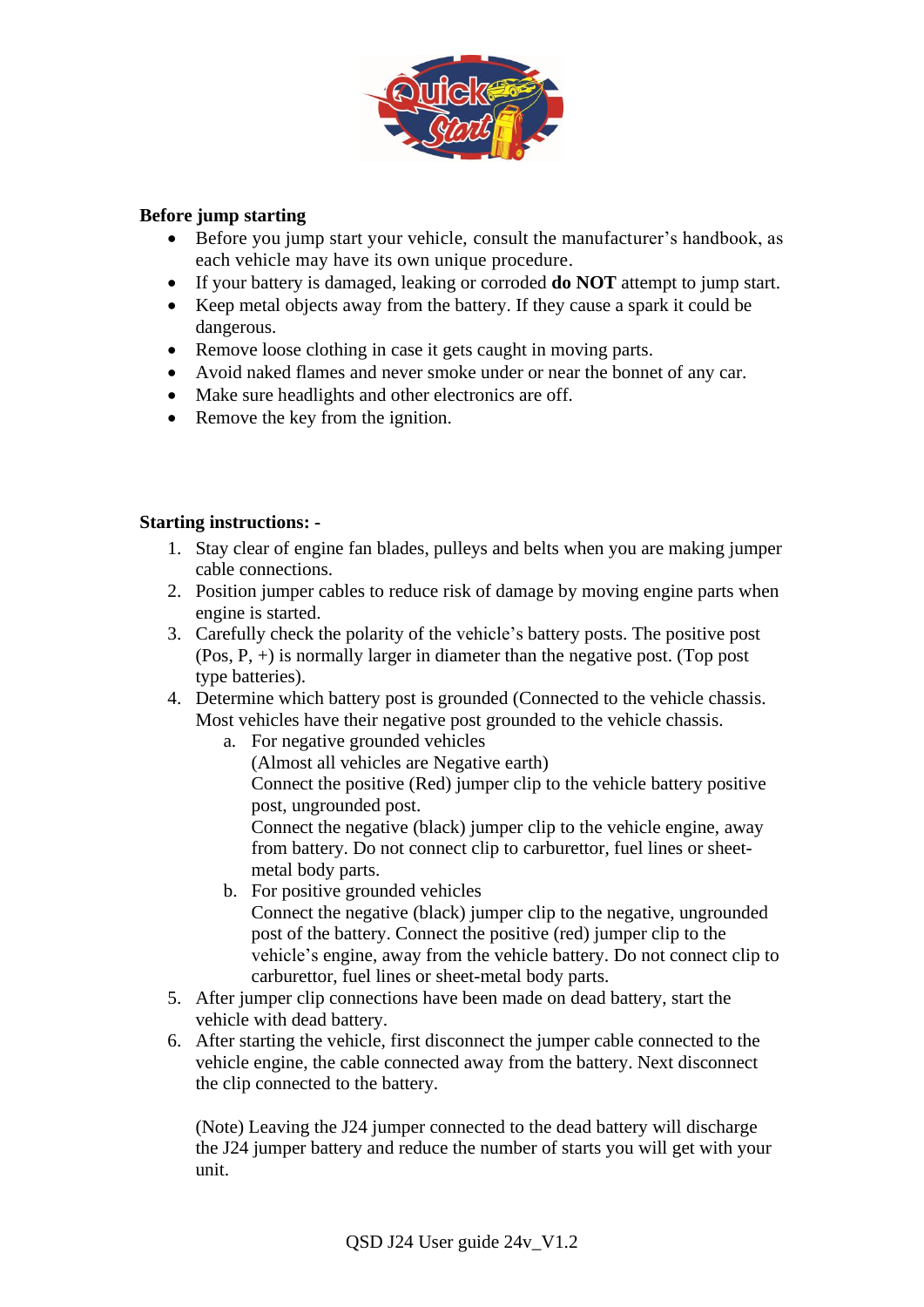**Before jump starting**

- Before you jump start your vehicle, consult the manufacturer's handbook, as each vehicle may have its own unique procedure.
- If your battery is damaged, leaking or corroded **do NOT** attempt to jump start.
- Keep metal objects away from the battery. If they cause a spark it could be dangerous.
- Remove loose clothing in case it gets caught in moving parts.
- Avoid naked flames and never smoke under or near the bonnet of any car.
- Make sure headlights and other electronics are off.
- Remove the key from the ignition.

**Starting instructions: -**

1. Stay clear of engine fan blades, pulleys and belts when you are making jumper cable connections.
2. Position jumper cables to reduce risk of damage by moving engine parts when engine is started.
3. Carefully check the polarity of the vehicle's battery posts. The positive post (Pos, P, +) is normally larger in diameter than the negative post. (Top post type batteries).
4. Determine which battery post is grounded (Connected to the vehicle chassis. Most vehicles have their negative post grounded to the vehicle chassis.
    a. For negative grounded vehicles
       (Almost all vehicles are Negative earth)
       Connect the positive (Red) jumper clip to the vehicle battery positive post, ungrounded post.
       Connect the negative (black) jumper clip to the vehicle engine, away from battery. Do not connect clip to carburettor, fuel lines or sheet-metal body parts.
    b. For positive grounded vehicles
       Connect the negative (black) jumper clip to the negative, ungrounded post of the battery. Connect the positive (red) jumper clip to the vehicle's engine, away from the vehicle battery. Do not connect clip to carburettor, fuel lines or sheet-metal body parts.
5. After jumper clip connections have been made on dead battery, start the vehicle with dead battery.
6. After starting the vehicle, first disconnect the jumper cable connected to the vehicle engine, the cable connected away from the battery. Next disconnect the clip connected to the battery.

   (Note) Leaving the J24 jumper connected to the dead battery will discharge the J24 jumper battery and reduce the number of starts you will get with your unit.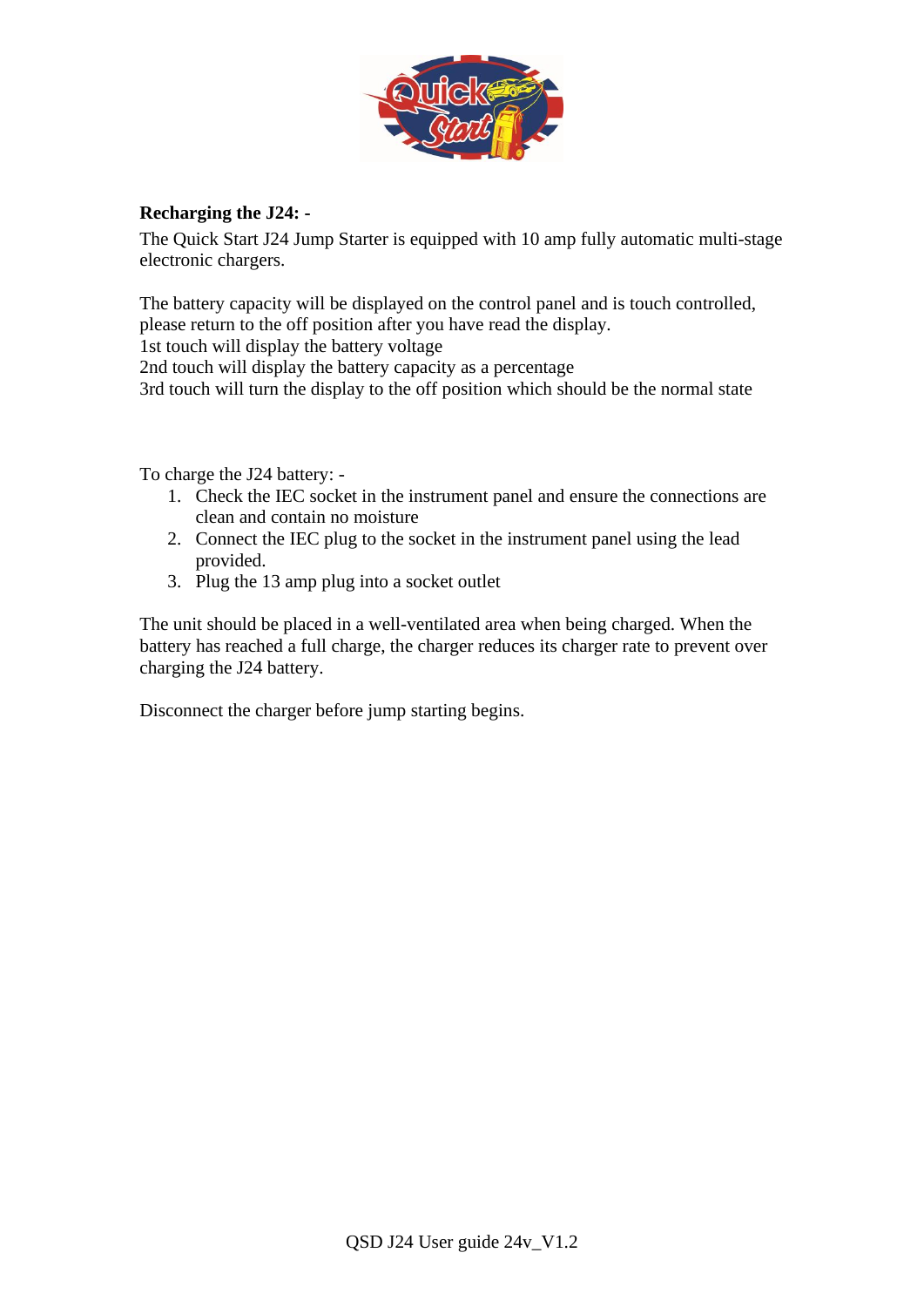**Recharging the J24: -**

The Quick Start J24 Jump Starter is equipped with 10 amp fully automatic multi-stage electronic chargers.

The battery capacity will be displayed on the control panel and is touch controlled, please return to the off position after you have read the display.
1st touch will display the battery voltage
2nd touch will display the battery capacity as a percentage
3rd touch will turn the display to the off position which should be the normal state

To charge the J24 battery: -

1. Check the IEC socket in the instrument panel and ensure the connections are clean and contain no moisture
2. Connect the IEC plug to the socket in the instrument panel using the lead provided.
3. Plug the 13 amp plug into a socket outlet

The unit should be placed in a well-ventilated area when being charged. When the battery has reached a full charge, the charger reduces its charger rate to prevent over charging the J24 battery.

Disconnect the charger before jump starting begins.